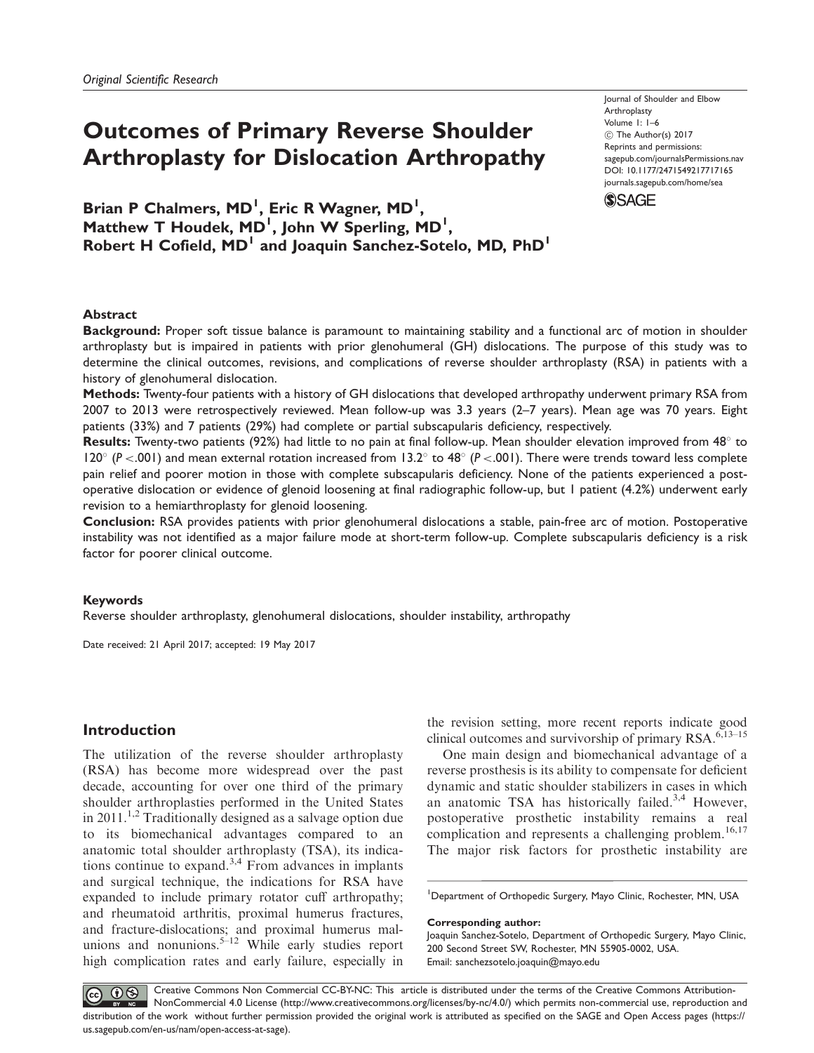*Original Scientific Research*

# Outcomes of Primary Reverse Shoulder Arthroplasty for Dislocation Arthropathy

Journal of Shoulder and Elbow Arthroplasty
Volume 1: 1–6
© The Author(s) 2017
Reprints and permissions: sagepub.com/journalsPermissions.nav
DOI: 10.1177/2471549217717165
journals.sagepub.com/home/sea

**Brian P Chalmers, MD[1], Eric R Wagner, MD[1], Matthew T Houdek, MD[1], John W Sperling, MD[1], Robert H Cofield, MD[1] and Joaquin Sanchez-Sotelo, MD, PhD[1]**

## Abstract

**Background:** Proper soft tissue balance is paramount to maintaining stability and a functional arc of motion in shoulder arthroplasty but is impaired in patients with prior glenohumeral (GH) dislocations. The purpose of this study was to determine the clinical outcomes, revisions, and complications of reverse shoulder arthroplasty (RSA) in patients with a history of glenohumeral dislocation.

**Methods:** Twenty-four patients with a history of GH dislocations that developed arthropathy underwent primary RSA from 2007 to 2013 were retrospectively reviewed. Mean follow-up was 3.3 years (2–7 years). Mean age was 70 years. Eight patients (33%) and 7 patients (29%) had complete or partial subscapularis deficiency, respectively.

**Results:** Twenty-two patients (92%) had little to no pain at final follow-up. Mean shoulder elevation improved from 48° to 120° ($P < .001$) and mean external rotation increased from 13.2° to 48° ($P < .001$). There were trends toward less complete pain relief and poorer motion in those with complete subscapularis deficiency. None of the patients experienced a postoperative dislocation or evidence of glenoid loosening at final radiographic follow-up, but 1 patient (4.2%) underwent early revision to a hemiarthroplasty for glenoid loosening.

**Conclusion:** RSA provides patients with prior glenohumeral dislocations a stable, pain-free arc of motion. Postoperative instability was not identified as a major failure mode at short-term follow-up. Complete subscapularis deficiency is a risk factor for poorer clinical outcome.

### Keywords

Reverse shoulder arthroplasty, glenohumeral dislocations, shoulder instability, arthropathy

Date received: 21 April 2017; accepted: 19 May 2017

## Introduction

The utilization of the reverse shoulder arthroplasty (RSA) has become more widespread over the past decade, accounting for over one third of the primary shoulder arthroplasties performed in the United States in 2011.[1,2] Traditionally designed as a salvage option due to its biomechanical advantages compared to an anatomic total shoulder arthroplasty (TSA), its indications continue to expand.[3,4] From advances in implants and surgical technique, the indications for RSA have expanded to include primary rotator cuff arthropathy; and rheumatoid arthritis, proximal humerus fractures, and fracture-dislocations; and proximal humerus malunions and nonunions.[5–12] While early studies report high complication rates and early failure, especially in the revision setting, more recent reports indicate good clinical outcomes and survivorship of primary RSA.[6,13–15]

One main design and biomechanical advantage of a reverse prosthesis is its ability to compensate for deficient dynamic and static shoulder stabilizers in cases in which an anatomic TSA has historically failed.[3,4] However, postoperative prosthetic instability remains a real complication and represents a challenging problem.[16,17] The major risk factors for prosthetic instability are

[1]Department of Orthopedic Surgery, Mayo Clinic, Rochester, MN, USA

**Corresponding author:**
Joaquin Sanchez-Sotelo, Department of Orthopedic Surgery, Mayo Clinic, 200 Second Street SW, Rochester, MN 55905-0002, USA.
Email: sanchezsotelo.joaquin@mayo.edu

Creative Commons Non Commercial CC-BY-NC: This article is distributed under the terms of the Creative Commons Attribution-NonCommercial 4.0 License (http://www.creativecommons.org/licenses/by-nc/4.0/) which permits non-commercial use, reproduction and distribution of the work without further permission provided the original work is attributed as specified on the SAGE and Open Access pages (https://us.sagepub.com/en-us/nam/open-access-at-sage).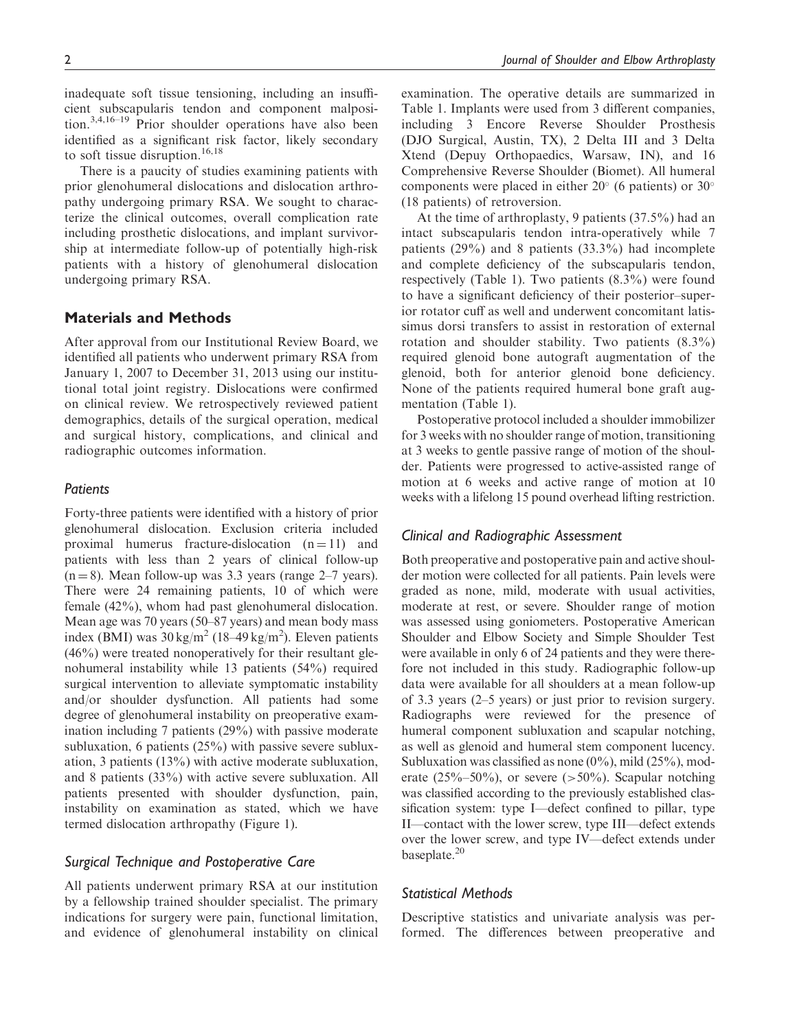inadequate soft tissue tensioning, including an insufficient subscapularis tendon and component malposition.[3,4,16–19] Prior shoulder operations have also been identified as a significant risk factor, likely secondary to soft tissue disruption.[16,18]

There is a paucity of studies examining patients with prior glenohumeral dislocations and dislocation arthropathy undergoing primary RSA. We sought to characterize the clinical outcomes, overall complication rate including prosthetic dislocations, and implant survivorship at intermediate follow-up of potentially high-risk patients with a history of glenohumeral dislocation undergoing primary RSA.

## Materials and Methods

After approval from our Institutional Review Board, we identified all patients who underwent primary RSA from January 1, 2007 to December 31, 2013 using our institutional total joint registry. Dislocations were confirmed on clinical review. We retrospectively reviewed patient demographics, details of the surgical operation, medical and surgical history, complications, and clinical and radiographic outcomes information.

### *Patients*

Forty-three patients were identified with a history of prior glenohumeral dislocation. Exclusion criteria included proximal humerus fracture-dislocation (n = 11) and patients with less than 2 years of clinical follow-up (n = 8). Mean follow-up was 3.3 years (range 2–7 years). There were 24 remaining patients, 10 of which were female (42%), whom had past glenohumeral dislocation. Mean age was 70 years (50–87 years) and mean body mass index (BMI) was 30 kg/m$^2$ (18–49 kg/m$^2$). Eleven patients (46%) were treated nonoperatively for their resultant glenohumeral instability while 13 patients (54%) required surgical intervention to alleviate symptomatic instability and/or shoulder dysfunction. All patients had some degree of glenohumeral instability on preoperative examination including 7 patients (29%) with passive moderate subluxation, 6 patients (25%) with passive severe subluxation, 3 patients (13%) with active moderate subluxation, and 8 patients (33%) with active severe subluxation. All patients presented with shoulder dysfunction, pain, instability on examination as stated, which we have termed dislocation arthropathy (Figure 1).

### *Surgical Technique and Postoperative Care*

All patients underwent primary RSA at our institution by a fellowship trained shoulder specialist. The primary indications for surgery were pain, functional limitation, and evidence of glenohumeral instability on clinical examination. The operative details are summarized in Table 1. Implants were used from 3 different companies, including 3 Encore Reverse Shoulder Prosthesis (DJO Surgical, Austin, TX), 2 Delta III and 3 Delta Xtend (Depuy Orthopaedics, Warsaw, IN), and 16 Comprehensive Reverse Shoulder (Biomet). All humeral components were placed in either 20° (6 patients) or 30° (18 patients) of retroversion.

At the time of arthroplasty, 9 patients (37.5%) had an intact subscapularis tendon intra-operatively while 7 patients (29%) and 8 patients (33.3%) had incomplete and complete deficiency of the subscapularis tendon, respectively (Table 1). Two patients (8.3%) were found to have a significant deficiency of their posterior–superior rotator cuff as well and underwent concomitant latissimus dorsi transfers to assist in restoration of external rotation and shoulder stability. Two patients (8.3%) required glenoid bone autograft augmentation of the glenoid, both for anterior glenoid bone deficiency. None of the patients required humeral bone graft augmentation (Table 1).

Postoperative protocol included a shoulder immobilizer for 3 weeks with no shoulder range of motion, transitioning at 3 weeks to gentle passive range of motion of the shoulder. Patients were progressed to active-assisted range of motion at 6 weeks and active range of motion at 10 weeks with a lifelong 15 pound overhead lifting restriction.

### *Clinical and Radiographic Assessment*

Both preoperative and postoperative pain and active shoulder motion were collected for all patients. Pain levels were graded as none, mild, moderate with usual activities, moderate at rest, or severe. Shoulder range of motion was assessed using goniometers. Postoperative American Shoulder and Elbow Society and Simple Shoulder Test were available in only 6 of 24 patients and they were therefore not included in this study. Radiographic follow-up data were available for all shoulders at a mean follow-up of 3.3 years (2–5 years) or just prior to revision surgery. Radiographs were reviewed for the presence of humeral component subluxation and scapular notching, as well as glenoid and humeral stem component lucency. Subluxation was classified as none (0%), mild (25%), moderate (25%–50%), or severe (>50%). Scapular notching was classified according to the previously established classification system: type I—defect confined to pillar, type II—contact with the lower screw, type III—defect extends over the lower screw, and type IV—defect extends under baseplate.[20]

### *Statistical Methods*

Descriptive statistics and univariate analysis was performed. The differences between preoperative and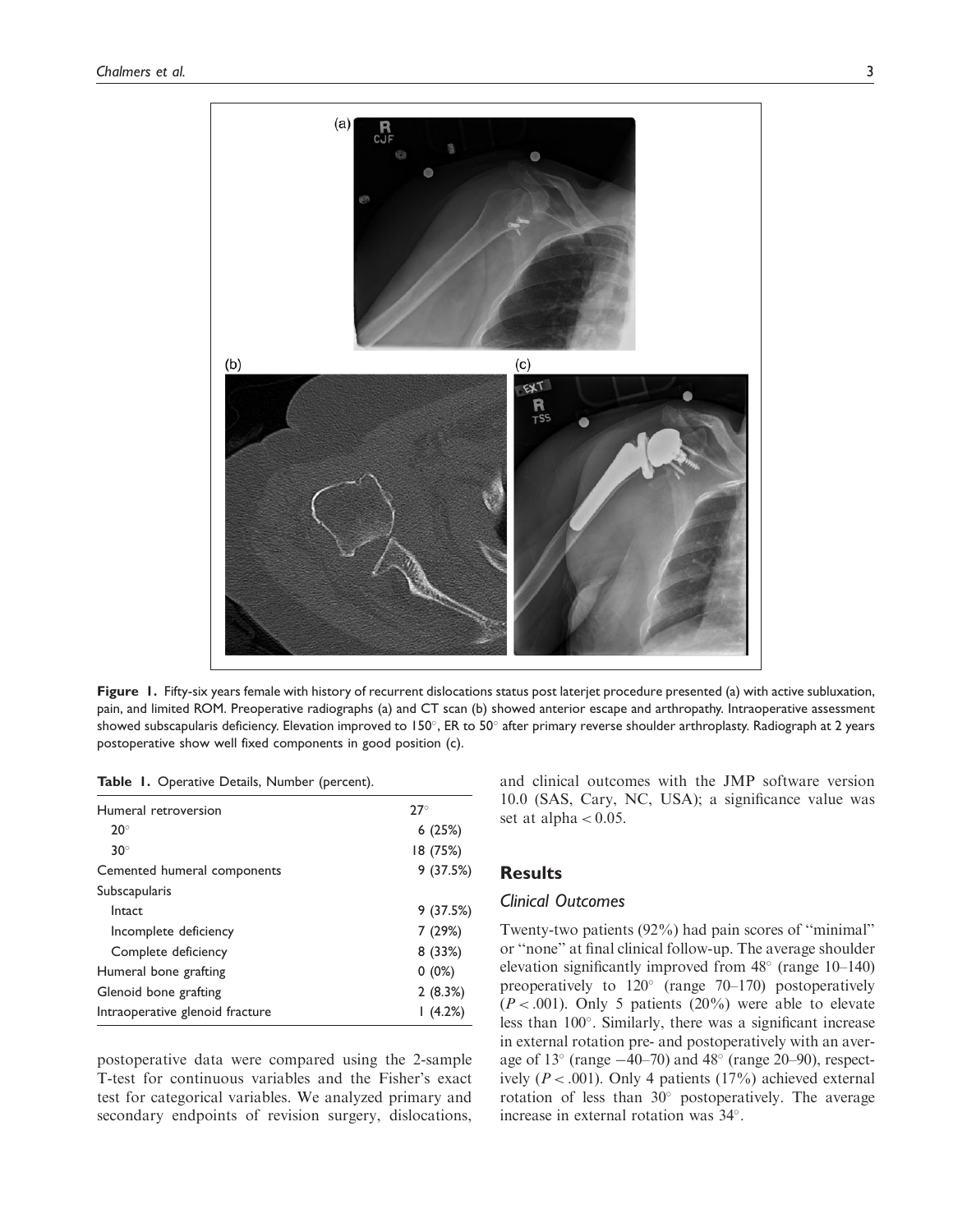**Figure 1.** Fifty-six years female with history of recurrent dislocations status post laterjet procedure presented (a) with active subluxation, pain, and limited ROM. Preoperative radiographs (a) and CT scan (b) showed anterior escape and arthropathy. Intraoperative assessment showed subscapularis deficiency. Elevation improved to 150°, ER to 50° after primary reverse shoulder arthroplasty. Radiograph at 2 years postoperative show well fixed components in good position (c).

**Table 1.** Operative Details, Number (percent).

| | |
|---|---|
| Humeral retroversion | 27° |
| 20° | 6 (25%) |
| 30° | 18 (75%) |
| Cemented humeral components | 9 (37.5%) |
| Subscapularis | |
| Intact | 9 (37.5%) |
| Incomplete deficiency | 7 (29%) |
| Complete deficiency | 8 (33%) |
| Humeral bone grafting | 0 (0%) |
| Glenoid bone grafting | 2 (8.3%) |
| Intraoperative glenoid fracture | 1 (4.2%) |

postoperative data were compared using the 2-sample T-test for continuous variables and the Fisher's exact test for categorical variables. We analyzed primary and secondary endpoints of revision surgery, dislocations, and clinical outcomes with the JMP software version 10.0 (SAS, Cary, NC, USA); a significance value was set at alpha $< 0.05$.

## Results

### Clinical Outcomes

Twenty-two patients (92%) had pain scores of "minimal" or "none" at final clinical follow-up. The average shoulder elevation significantly improved from 48° (range 10–140) preoperatively to 120° (range 70–170) postoperatively ($P < .001$). Only 5 patients (20%) were able to elevate less than 100°. Similarly, there was a significant increase in external rotation pre- and postoperatively with an average of 13° (range −40–70) and 48° (range 20–90), respectively ($P < .001$). Only 4 patients (17%) achieved external rotation of less than 30° postoperatively. The average increase in external rotation was 34°.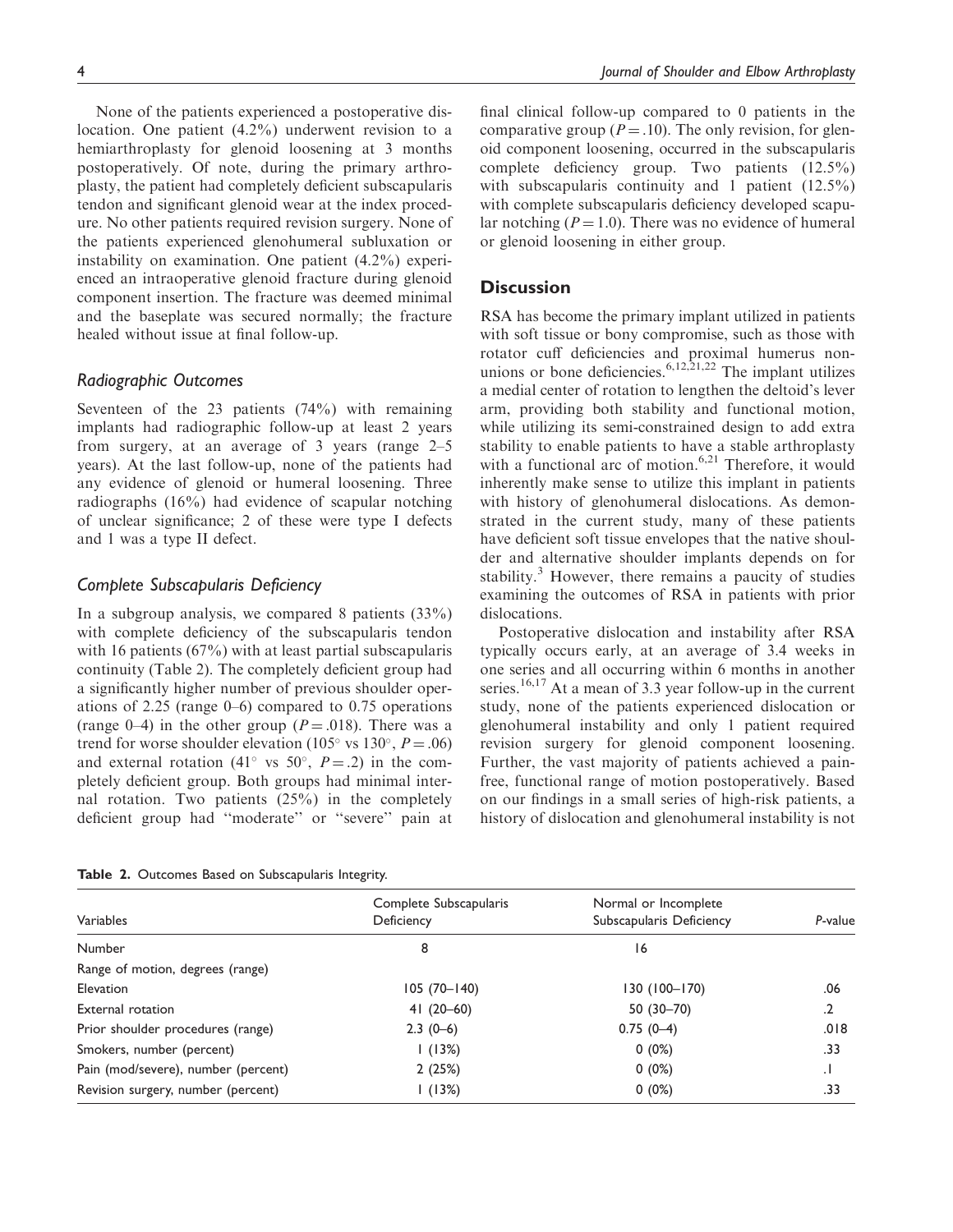None of the patients experienced a postoperative dislocation. One patient (4.2%) underwent revision to a hemiarthroplasty for glenoid loosening at 3 months postoperatively. Of note, during the primary arthroplasty, the patient had completely deficient subscapularis tendon and significant glenoid wear at the index procedure. No other patients required revision surgery. None of the patients experienced glenohumeral subluxation or instability on examination. One patient (4.2%) experienced an intraoperative glenoid fracture during glenoid component insertion. The fracture was deemed minimal and the baseplate was secured normally; the fracture healed without issue at final follow-up.

### *Radiographic Outcomes*

Seventeen of the 23 patients (74%) with remaining implants had radiographic follow-up at least 2 years from surgery, at an average of 3 years (range 2–5 years). At the last follow-up, none of the patients had any evidence of glenoid or humeral loosening. Three radiographs (16%) had evidence of scapular notching of unclear significance; 2 of these were type I defects and 1 was a type II defect.

### *Complete Subscapularis Deficiency*

In a subgroup analysis, we compared 8 patients (33%) with complete deficiency of the subscapularis tendon with 16 patients (67%) with at least partial subscapularis continuity (Table 2). The completely deficient group had a significantly higher number of previous shoulder operations of 2.25 (range 0–6) compared to 0.75 operations (range 0–4) in the other group ($P = .018$). There was a trend for worse shoulder elevation (105° vs 130°, $P = .06$) and external rotation (41° vs 50°, $P = .2$) in the completely deficient group. Both groups had minimal internal rotation. Two patients (25%) in the completely deficient group had "moderate" or "severe" pain at final clinical follow-up compared to 0 patients in the comparative group ($P = .10$). The only revision, for glenoid component loosening, occurred in the subscapularis complete deficiency group. Two patients (12.5%) with subscapularis continuity and 1 patient (12.5%) with complete subscapularis deficiency developed scapular notching ($P = 1.0$). There was no evidence of humeral or glenoid loosening in either group.

## Discussion

RSA has become the primary implant utilized in patients with soft tissue or bony compromise, such as those with rotator cuff deficiencies and proximal humerus nonunions or bone deficiencies.[6,12,21,22] The implant utilizes a medial center of rotation to lengthen the deltoid's lever arm, providing both stability and functional motion, while utilizing its semi-constrained design to add extra stability to enable patients to have a stable arthroplasty with a functional arc of motion.[6,21] Therefore, it would inherently make sense to utilize this implant in patients with history of glenohumeral dislocations. As demonstrated in the current study, many of these patients have deficient soft tissue envelopes that the native shoulder and alternative shoulder implants depends on for stability.[3] However, there remains a paucity of studies examining the outcomes of RSA in patients with prior dislocations.

Postoperative dislocation and instability after RSA typically occurs early, at an average of 3.4 weeks in one series and all occurring within 6 months in another series.[16,17] At a mean of 3.3 year follow-up in the current study, none of the patients experienced dislocation or glenohumeral instability and only 1 patient required revision surgery for glenoid component loosening. Further, the vast majority of patients achieved a pain-free, functional range of motion postoperatively. Based on our findings in a small series of high-risk patients, a history of dislocation and glenohumeral instability is not

**Table 2.** Outcomes Based on Subscapularis Integrity.

| Variables | Complete Subscapularis Deficiency | Normal or Incomplete Subscapularis Deficiency | *P*-value |
|---|---|---|---|
| Number | 8 | 16 | |
| Range of motion, degrees (range) | | | |
| Elevation | 105 (70–140) | 130 (100–170) | .06 |
| External rotation | 41 (20–60) | 50 (30–70) | .2 |
| Prior shoulder procedures (range) | 2.3 (0–6) | 0.75 (0–4) | .018 |
| Smokers, number (percent) | 1 (13%) | 0 (0%) | .33 |
| Pain (mod/severe), number (percent) | 2 (25%) | 0 (0%) | .1 |
| Revision surgery, number (percent) | 1 (13%) | 0 (0%) | .33 |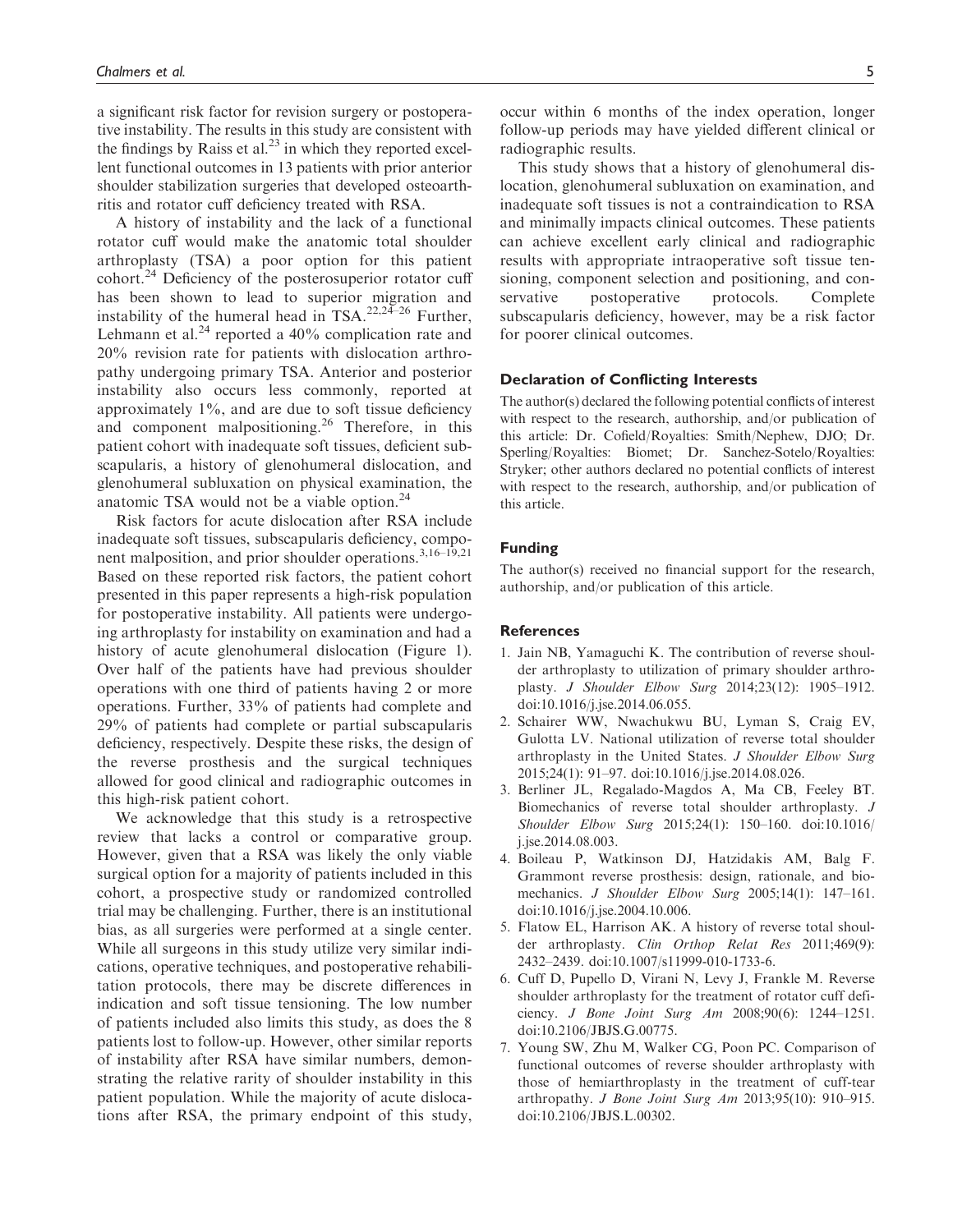a significant risk factor for revision surgery or postoperative instability. The results in this study are consistent with the findings by Raiss et al.[23] in which they reported excellent functional outcomes in 13 patients with prior anterior shoulder stabilization surgeries that developed osteoarthritis and rotator cuff deficiency treated with RSA.

A history of instability and the lack of a functional rotator cuff would make the anatomic total shoulder arthroplasty (TSA) a poor option for this patient cohort.[24] Deficiency of the posterosuperior rotator cuff has been shown to lead to superior migration and instability of the humeral head in TSA.[22,24–26] Further, Lehmann et al.[24] reported a 40% complication rate and 20% revision rate for patients with dislocation arthropathy undergoing primary TSA. Anterior and posterior instability also occurs less commonly, reported at approximately 1%, and are due to soft tissue deficiency and component malpositioning.[26] Therefore, in this patient cohort with inadequate soft tissues, deficient subscapularis, a history of glenohumeral dislocation, and glenohumeral subluxation on physical examination, the anatomic TSA would not be a viable option.[24]

Risk factors for acute dislocation after RSA include inadequate soft tissues, subscapularis deficiency, component malposition, and prior shoulder operations.[3,16–19,21] Based on these reported risk factors, the patient cohort presented in this paper represents a high-risk population for postoperative instability. All patients were undergoing arthroplasty for instability on examination and had a history of acute glenohumeral dislocation (Figure 1). Over half of the patients have had previous shoulder operations with one third of patients having 2 or more operations. Further, 33% of patients had complete and 29% of patients had complete or partial subscapularis deficiency, respectively. Despite these risks, the design of the reverse prosthesis and the surgical techniques allowed for good clinical and radiographic outcomes in this high-risk patient cohort.

We acknowledge that this study is a retrospective review that lacks a control or comparative group. However, given that a RSA was likely the only viable surgical option for a majority of patients included in this cohort, a prospective study or randomized controlled trial may be challenging. Further, there is an institutional bias, as all surgeries were performed at a single center. While all surgeons in this study utilize very similar indications, operative techniques, and postoperative rehabilitation protocols, there may be discrete differences in indication and soft tissue tensioning. The low number of patients included also limits this study, as does the 8 patients lost to follow-up. However, other similar reports of instability after RSA have similar numbers, demonstrating the relative rarity of shoulder instability in this patient population. While the majority of acute dislocations after RSA, the primary endpoint of this study, occur within 6 months of the index operation, longer follow-up periods may have yielded different clinical or radiographic results.

This study shows that a history of glenohumeral dislocation, glenohumeral subluxation on examination, and inadequate soft tissues is not a contraindication to RSA and minimally impacts clinical outcomes. These patients can achieve excellent early clinical and radiographic results with appropriate intraoperative soft tissue tensioning, component selection and positioning, and conservative postoperative protocols. Complete subscapularis deficiency, however, may be a risk factor for poorer clinical outcomes.

### Declaration of Conflicting Interests

The author(s) declared the following potential conflicts of interest with respect to the research, authorship, and/or publication of this article: Dr. Cofield/Royalties: Smith/Nephew, DJO; Dr. Sperling/Royalties: Biomet; Dr. Sanchez-Sotelo/Royalties: Stryker; other authors declared no potential conflicts of interest with respect to the research, authorship, and/or publication of this article.

### Funding

The author(s) received no financial support for the research, authorship, and/or publication of this article.

### References

1. Jain NB, Yamaguchi K. The contribution of reverse shoulder arthroplasty to utilization of primary shoulder arthroplasty. *J Shoulder Elbow Surg* 2014;23(12): 1905–1912. doi:10.1016/j.jse.2014.06.055.
2. Schairer WW, Nwachukwu BU, Lyman S, Craig EV, Gulotta LV. National utilization of reverse total shoulder arthroplasty in the United States. *J Shoulder Elbow Surg* 2015;24(1): 91–97. doi:10.1016/j.jse.2014.08.026.
3. Berliner JL, Regalado-Magdos A, Ma CB, Feeley BT. Biomechanics of reverse total shoulder arthroplasty. *J Shoulder Elbow Surg* 2015;24(1): 150–160. doi:10.1016/j.jse.2014.08.003.
4. Boileau P, Watkinson DJ, Hatzidakis AM, Balg F. Grammont reverse prosthesis: design, rationale, and biomechanics. *J Shoulder Elbow Surg* 2005;14(1): 147–161. doi:10.1016/j.jse.2004.10.006.
5. Flatow EL, Harrison AK. A history of reverse total shoulder arthroplasty. *Clin Orthop Relat Res* 2011;469(9): 2432–2439. doi:10.1007/s11999-010-1733-6.
6. Cuff D, Pupello D, Virani N, Levy J, Frankle M. Reverse shoulder arthroplasty for the treatment of rotator cuff deficiency. *J Bone Joint Surg Am* 2008;90(6): 1244–1251. doi:10.2106/JBJS.G.00775.
7. Young SW, Zhu M, Walker CG, Poon PC. Comparison of functional outcomes of reverse shoulder arthroplasty with those of hemiarthroplasty in the treatment of cuff-tear arthropathy. *J Bone Joint Surg Am* 2013;95(10): 910–915. doi:10.2106/JBJS.L.00302.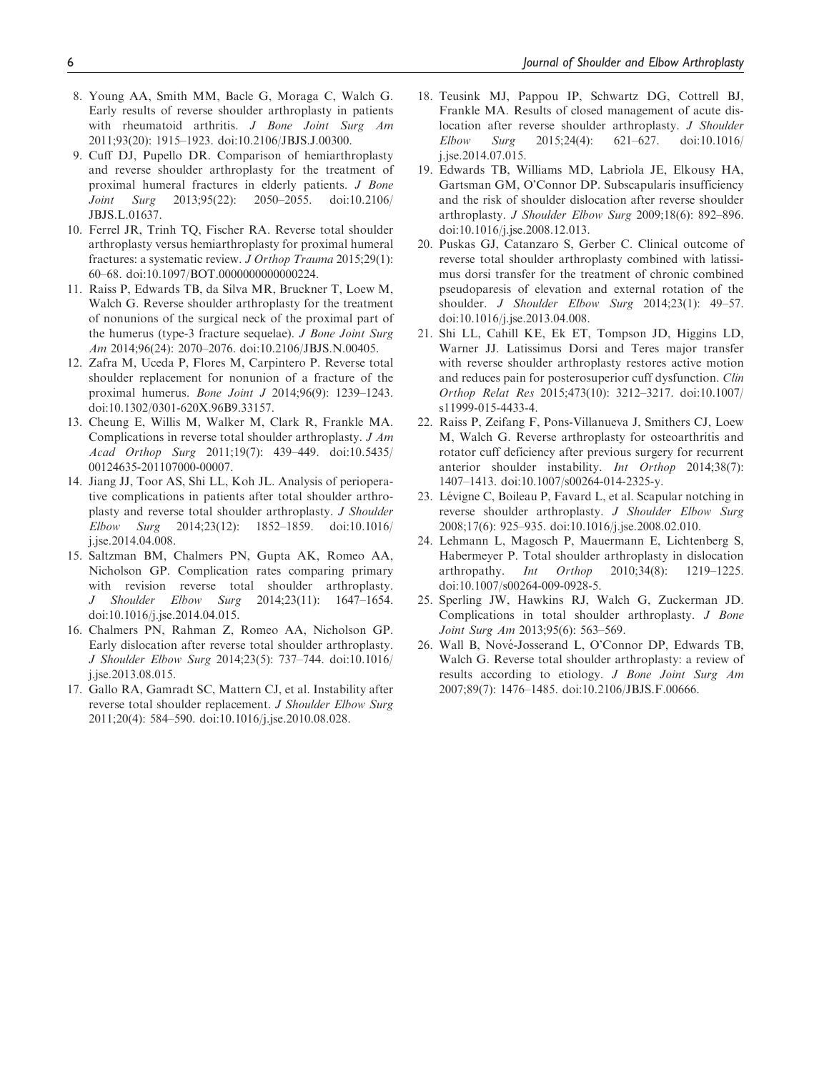8. Young AA, Smith MM, Bacle G, Moraga C, Walch G. Early results of reverse shoulder arthroplasty in patients with rheumatoid arthritis. *J Bone Joint Surg Am* 2011;93(20): 1915–1923. doi:10.2106/JBJS.J.00300.
9. Cuff DJ, Pupello DR. Comparison of hemiarthroplasty and reverse shoulder arthroplasty for the treatment of proximal humeral fractures in elderly patients. *J Bone Joint Surg* 2013;95(22): 2050–2055. doi:10.2106/JBJS.L.01637.
10. Ferrel JR, Trinh TQ, Fischer RA. Reverse total shoulder arthroplasty versus hemiarthroplasty for proximal humeral fractures: a systematic review. *J Orthop Trauma* 2015;29(1): 60–68. doi:10.1097/BOT.0000000000000224.
11. Raiss P, Edwards TB, da Silva MR, Bruckner T, Loew M, Walch G. Reverse shoulder arthroplasty for the treatment of nonunions of the surgical neck of the proximal part of the humerus (type-3 fracture sequelae). *J Bone Joint Surg Am* 2014;96(24): 2070–2076. doi:10.2106/JBJS.N.00405.
12. Zafra M, Uceda P, Flores M, Carpintero P. Reverse total shoulder replacement for nonunion of a fracture of the proximal humerus. *Bone Joint J* 2014;96(9): 1239–1243. doi:10.1302/0301-620X.96B9.33157.
13. Cheung E, Willis M, Walker M, Clark R, Frankle MA. Complications in reverse total shoulder arthroplasty. *J Am Acad Orthop Surg* 2011;19(7): 439–449. doi:10.5435/00124635-201107000-00007.
14. Jiang JJ, Toor AS, Shi LL, Koh JL. Analysis of perioperative complications in patients after total shoulder arthroplasty and reverse total shoulder arthroplasty. *J Shoulder Elbow Surg* 2014;23(12): 1852–1859. doi:10.1016/j.jse.2014.04.008.
15. Saltzman BM, Chalmers PN, Gupta AK, Romeo AA, Nicholson GP. Complication rates comparing primary with revision reverse total shoulder arthroplasty. *J Shoulder Elbow Surg* 2014;23(11): 1647–1654. doi:10.1016/j.jse.2014.04.015.
16. Chalmers PN, Rahman Z, Romeo AA, Nicholson GP. Early dislocation after reverse total shoulder arthroplasty. *J Shoulder Elbow Surg* 2014;23(5): 737–744. doi:10.1016/j.jse.2013.08.015.
17. Gallo RA, Gamradt SC, Mattern CJ, et al. Instability after reverse total shoulder replacement. *J Shoulder Elbow Surg* 2011;20(4): 584–590. doi:10.1016/j.jse.2010.08.028.
18. Teusink MJ, Pappou IP, Schwartz DG, Cottrell BJ, Frankle MA. Results of closed management of acute dislocation after reverse shoulder arthroplasty. *J Shoulder Elbow Surg* 2015;24(4): 621–627. doi:10.1016/j.jse.2014.07.015.
19. Edwards TB, Williams MD, Labriola JE, Elkousy HA, Gartsman GM, O'Connor DP. Subscapularis insufficiency and the risk of shoulder dislocation after reverse shoulder arthroplasty. *J Shoulder Elbow Surg* 2009;18(6): 892–896. doi:10.1016/j.jse.2008.12.013.
20. Puskas GJ, Catanzaro S, Gerber C. Clinical outcome of reverse total shoulder arthroplasty combined with latissimus dorsi transfer for the treatment of chronic combined pseudoparesis of elevation and external rotation of the shoulder. *J Shoulder Elbow Surg* 2014;23(1): 49–57. doi:10.1016/j.jse.2013.04.008.
21. Shi LL, Cahill KE, Ek ET, Tompson JD, Higgins LD, Warner JJ. Latissimus Dorsi and Teres major transfer with reverse shoulder arthroplasty restores active motion and reduces pain for posterosuperior cuff dysfunction. *Clin Orthop Relat Res* 2015;473(10): 3212–3217. doi:10.1007/s11999-015-4433-4.
22. Raiss P, Zeifang F, Pons-Villanueva J, Smithers CJ, Loew M, Walch G. Reverse arthroplasty for osteoarthritis and rotator cuff deficiency after previous surgery for recurrent anterior shoulder instability. *Int Orthop* 2014;38(7): 1407–1413. doi:10.1007/s00264-014-2325-y.
23. Lévigne C, Boileau P, Favard L, et al. Scapular notching in reverse shoulder arthroplasty. *J Shoulder Elbow Surg* 2008;17(6): 925–935. doi:10.1016/j.jse.2008.02.010.
24. Lehmann L, Magosch P, Mauermann E, Lichtenberg S, Habermeyer P. Total shoulder arthroplasty in dislocation arthropathy. *Int Orthop* 2010;34(8): 1219–1225. doi:10.1007/s00264-009-0928-5.
25. Sperling JW, Hawkins RJ, Walch G, Zuckerman JD. Complications in total shoulder arthroplasty. *J Bone Joint Surg Am* 2013;95(6): 563–569.
26. Wall B, Nové-Josserand L, O'Connor DP, Edwards TB, Walch G. Reverse total shoulder arthroplasty: a review of results according to etiology. *J Bone Joint Surg Am* 2007;89(7): 1476–1485. doi:10.2106/JBJS.F.00666.